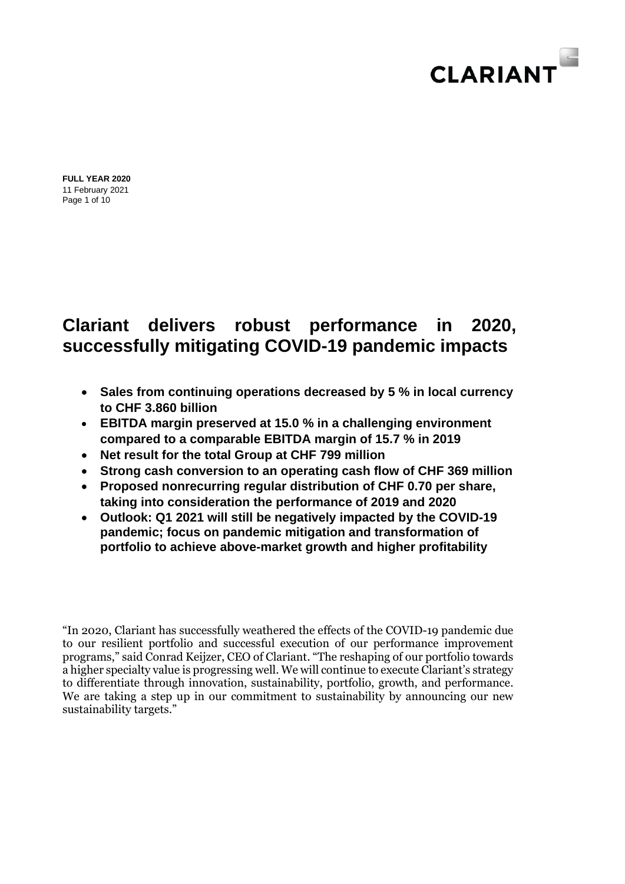**FULL YEAR 2020**
11 February 2021

# Clariant delivers robust performance in 2020, successfully mitigating COVID-19 pandemic impacts

- **Sales from continuing operations decreased by 5 % in local currency to CHF 3.860 billion**
- **EBITDA margin preserved at 15.0 % in a challenging environment compared to a comparable EBITDA margin of 15.7 % in 2019**
- **Net result for the total Group at CHF 799 million**
- **Strong cash conversion to an operating cash flow of CHF 369 million**
- **Proposed nonrecurring regular distribution of CHF 0.70 per share, taking into consideration the performance of 2019 and 2020**
- **Outlook: Q1 2021 will still be negatively impacted by the COVID-19 pandemic; focus on pandemic mitigation and transformation of portfolio to achieve above-market growth and higher profitability**

"In 2020, Clariant has successfully weathered the effects of the COVID-19 pandemic due to our resilient portfolio and successful execution of our performance improvement programs," said Conrad Keijzer, CEO of Clariant. "The reshaping of our portfolio towards a higher specialty value is progressing well. We will continue to execute Clariant's strategy to differentiate through innovation, sustainability, portfolio, growth, and performance. We are taking a step up in our commitment to sustainability by announcing our new sustainability targets."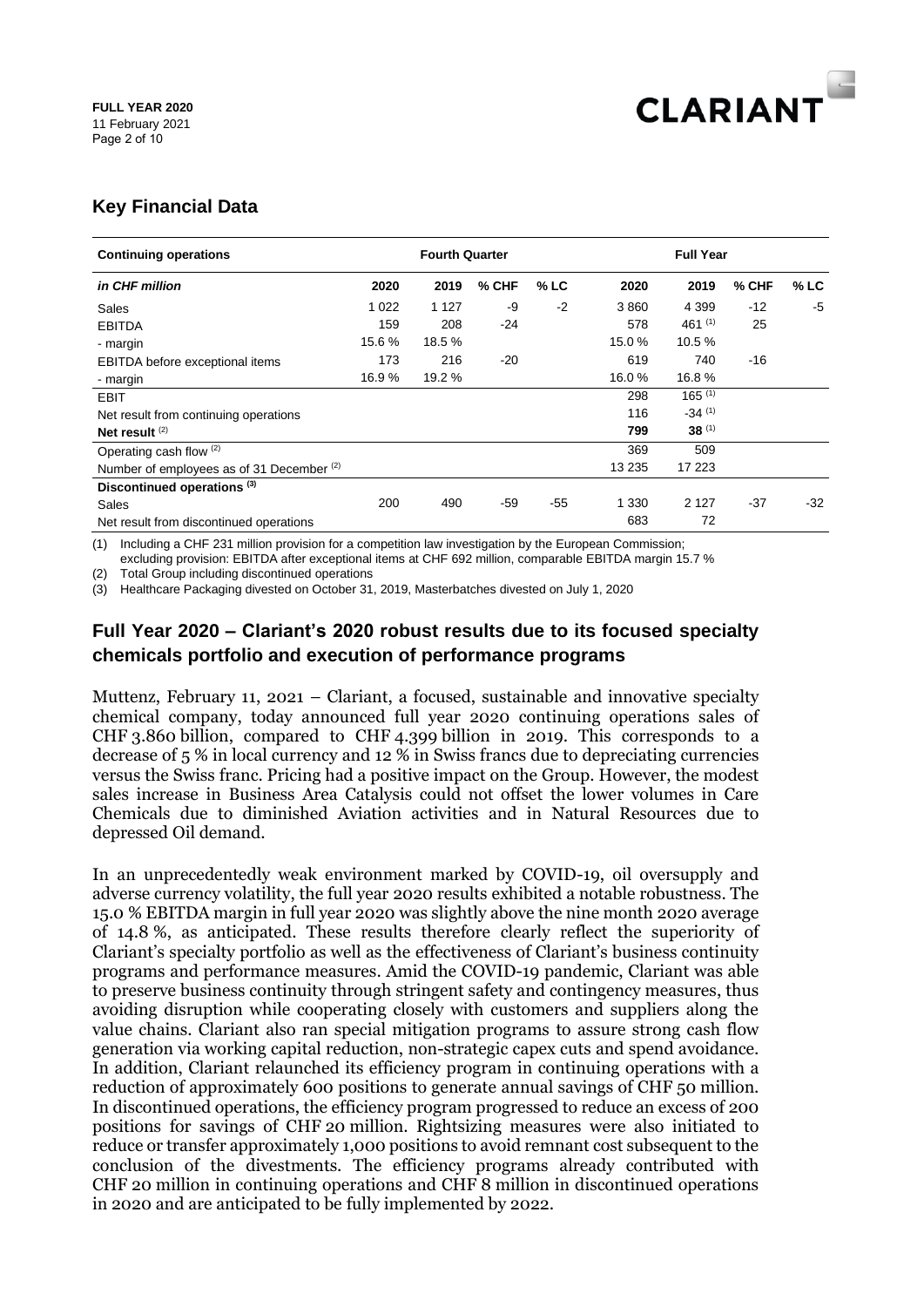## Key Financial Data

| Continuing operations | Fourth Quarter | | | | Full Year | | | |
|---|---|---|---|---|---|---|---|---|
| *in CHF million* | 2020 | 2019 | % CHF | % LC | 2020 | 2019 | % CHF | % LC |
| Sales | 1 022 | 1 127 | -9 | -2 | 3 860 | 4 399 | -12 | -5 |
| EBITDA | 159 | 208 | -24 | | 578 | 461 (1) | 25 | |
| - margin | 15.6 % | 18.5 % | | | 15.0 % | 10.5 % | | |
| EBITDA before exceptional items | 173 | 216 | -20 | | 619 | 740 | -16 | |
| - margin | 16.9 % | 19.2 % | | | 16.0 % | 16.8 % | | |
| EBIT | | | | | 298 | 165 (1) | | |
| Net result from continuing operations | | | | | 116 | -34 (1) | | |
| **Net result** (2) | | | | | **799** | **38** (1) | | |
| Operating cash flow (2) | | | | | 369 | 509 | | |
| Number of employees as of 31 December (2) | | | | | 13 235 | 17 223 | | |
| **Discontinued operations** (3) | | | | | | | | |
| Sales | 200 | 490 | -59 | -55 | 1 330 | 2 127 | -37 | -32 |
| Net result from discontinued operations | | | | | 683 | 72 | | |

(1) Including a CHF 231 million provision for a competition law investigation by the European Commission; excluding provision: EBITDA after exceptional items at CHF 692 million, comparable EBITDA margin 15.7 %

(2) Total Group including discontinued operations

(3) Healthcare Packaging divested on October 31, 2019, Masterbatches divested on July 1, 2020

## Full Year 2020 – Clariant's 2020 robust results due to its focused specialty chemicals portfolio and execution of performance programs

Muttenz, February 11, 2021 – Clariant, a focused, sustainable and innovative specialty chemical company, today announced full year 2020 continuing operations sales of CHF 3.860 billion, compared to CHF 4.399 billion in 2019. This corresponds to a decrease of 5 % in local currency and 12 % in Swiss francs due to depreciating currencies versus the Swiss franc. Pricing had a positive impact on the Group. However, the modest sales increase in Business Area Catalysis could not offset the lower volumes in Care Chemicals due to diminished Aviation activities and in Natural Resources due to depressed Oil demand.

In an unprecedentedly weak environment marked by COVID-19, oil oversupply and adverse currency volatility, the full year 2020 results exhibited a notable robustness. The 15.0 % EBITDA margin in full year 2020 was slightly above the nine month 2020 average of 14.8 %, as anticipated. These results therefore clearly reflect the superiority of Clariant's specialty portfolio as well as the effectiveness of Clariant's business continuity programs and performance measures. Amid the COVID-19 pandemic, Clariant was able to preserve business continuity through stringent safety and contingency measures, thus avoiding disruption while cooperating closely with customers and suppliers along the value chains. Clariant also ran special mitigation programs to assure strong cash flow generation via working capital reduction, non-strategic capex cuts and spend avoidance. In addition, Clariant relaunched its efficiency program in continuing operations with a reduction of approximately 600 positions to generate annual savings of CHF 50 million. In discontinued operations, the efficiency program progressed to reduce an excess of 200 positions for savings of CHF 20 million. Rightsizing measures were also initiated to reduce or transfer approximately 1,000 positions to avoid remnant cost subsequent to the conclusion of the divestments. The efficiency programs already contributed with CHF 20 million in continuing operations and CHF 8 million in discontinued operations in 2020 and are anticipated to be fully implemented by 2022.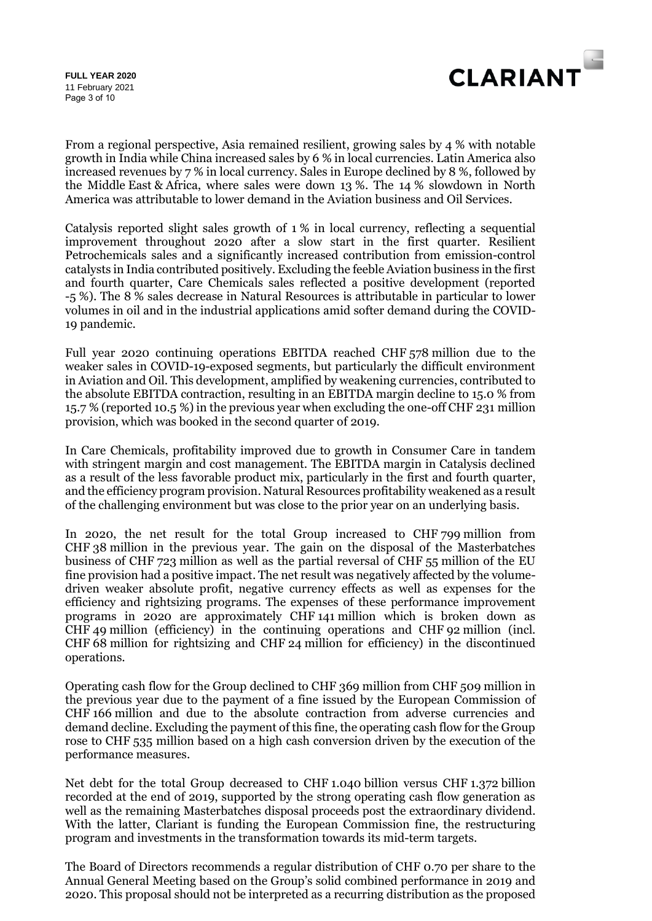From a regional perspective, Asia remained resilient, growing sales by 4 % with notable growth in India while China increased sales by 6 % in local currencies. Latin America also increased revenues by 7 % in local currency. Sales in Europe declined by 8 %, followed by the Middle East & Africa, where sales were down 13 %. The 14 % slowdown in North America was attributable to lower demand in the Aviation business and Oil Services.

Catalysis reported slight sales growth of 1 % in local currency, reflecting a sequential improvement throughout 2020 after a slow start in the first quarter. Resilient Petrochemicals sales and a significantly increased contribution from emission-control catalysts in India contributed positively. Excluding the feeble Aviation business in the first and fourth quarter, Care Chemicals sales reflected a positive development (reported -5 %). The 8 % sales decrease in Natural Resources is attributable in particular to lower volumes in oil and in the industrial applications amid softer demand during the COVID-19 pandemic.

Full year 2020 continuing operations EBITDA reached CHF 578 million due to the weaker sales in COVID-19-exposed segments, but particularly the difficult environment in Aviation and Oil. This development, amplified by weakening currencies, contributed to the absolute EBITDA contraction, resulting in an EBITDA margin decline to 15.0 % from 15.7 % (reported 10.5 %) in the previous year when excluding the one-off CHF 231 million provision, which was booked in the second quarter of 2019.

In Care Chemicals, profitability improved due to growth in Consumer Care in tandem with stringent margin and cost management. The EBITDA margin in Catalysis declined as a result of the less favorable product mix, particularly in the first and fourth quarter, and the efficiency program provision. Natural Resources profitability weakened as a result of the challenging environment but was close to the prior year on an underlying basis.

In 2020, the net result for the total Group increased to CHF 799 million from CHF 38 million in the previous year. The gain on the disposal of the Masterbatches business of CHF 723 million as well as the partial reversal of CHF 55 million of the EU fine provision had a positive impact. The net result was negatively affected by the volume-driven weaker absolute profit, negative currency effects as well as expenses for the efficiency and rightsizing programs. The expenses of these performance improvement programs in 2020 are approximately CHF 141 million which is broken down as CHF 49 million (efficiency) in the continuing operations and CHF 92 million (incl. CHF 68 million for rightsizing and CHF 24 million for efficiency) in the discontinued operations.

Operating cash flow for the Group declined to CHF 369 million from CHF 509 million in the previous year due to the payment of a fine issued by the European Commission of CHF 166 million and due to the absolute contraction from adverse currencies and demand decline. Excluding the payment of this fine, the operating cash flow for the Group rose to CHF 535 million based on a high cash conversion driven by the execution of the performance measures.

Net debt for the total Group decreased to CHF 1.040 billion versus CHF 1.372 billion recorded at the end of 2019, supported by the strong operating cash flow generation as well as the remaining Masterbatches disposal proceeds post the extraordinary dividend. With the latter, Clariant is funding the European Commission fine, the restructuring program and investments in the transformation towards its mid-term targets.

The Board of Directors recommends a regular distribution of CHF 0.70 per share to the Annual General Meeting based on the Group's solid combined performance in 2019 and 2020. This proposal should not be interpreted as a recurring distribution as the proposed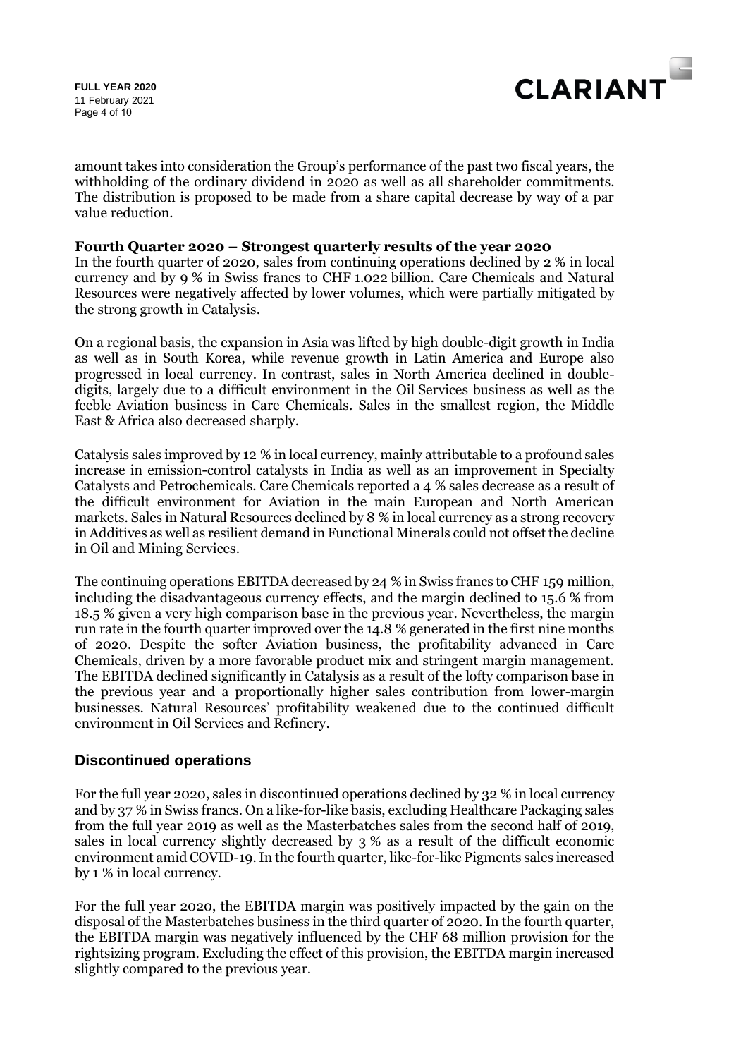amount takes into consideration the Group's performance of the past two fiscal years, the withholding of the ordinary dividend in 2020 as well as all shareholder commitments. The distribution is proposed to be made from a share capital decrease by way of a par value reduction.

**Fourth Quarter 2020 – Strongest quarterly results of the year 2020**

In the fourth quarter of 2020, sales from continuing operations declined by 2 % in local currency and by 9 % in Swiss francs to CHF 1.022 billion. Care Chemicals and Natural Resources were negatively affected by lower volumes, which were partially mitigated by the strong growth in Catalysis.

On a regional basis, the expansion in Asia was lifted by high double-digit growth in India as well as in South Korea, while revenue growth in Latin America and Europe also progressed in local currency. In contrast, sales in North America declined in double-digits, largely due to a difficult environment in the Oil Services business as well as the feeble Aviation business in Care Chemicals. Sales in the smallest region, the Middle East & Africa also decreased sharply.

Catalysis sales improved by 12 % in local currency, mainly attributable to a profound sales increase in emission-control catalysts in India as well as an improvement in Specialty Catalysts and Petrochemicals. Care Chemicals reported a 4 % sales decrease as a result of the difficult environment for Aviation in the main European and North American markets. Sales in Natural Resources declined by 8 % in local currency as a strong recovery in Additives as well as resilient demand in Functional Minerals could not offset the decline in Oil and Mining Services.

The continuing operations EBITDA decreased by 24 % in Swiss francs to CHF 159 million, including the disadvantageous currency effects, and the margin declined to 15.6 % from 18.5 % given a very high comparison base in the previous year. Nevertheless, the margin run rate in the fourth quarter improved over the 14.8 % generated in the first nine months of 2020. Despite the softer Aviation business, the profitability advanced in Care Chemicals, driven by a more favorable product mix and stringent margin management. The EBITDA declined significantly in Catalysis as a result of the lofty comparison base in the previous year and a proportionally higher sales contribution from lower-margin businesses. Natural Resources' profitability weakened due to the continued difficult environment in Oil Services and Refinery.

## Discontinued operations

For the full year 2020, sales in discontinued operations declined by 32 % in local currency and by 37 % in Swiss francs. On a like-for-like basis, excluding Healthcare Packaging sales from the full year 2019 as well as the Masterbatches sales from the second half of 2019, sales in local currency slightly decreased by 3 % as a result of the difficult economic environment amid COVID-19. In the fourth quarter, like-for-like Pigments sales increased by 1 % in local currency.

For the full year 2020, the EBITDA margin was positively impacted by the gain on the disposal of the Masterbatches business in the third quarter of 2020. In the fourth quarter, the EBITDA margin was negatively influenced by the CHF 68 million provision for the rightsizing program. Excluding the effect of this provision, the EBITDA margin increased slightly compared to the previous year.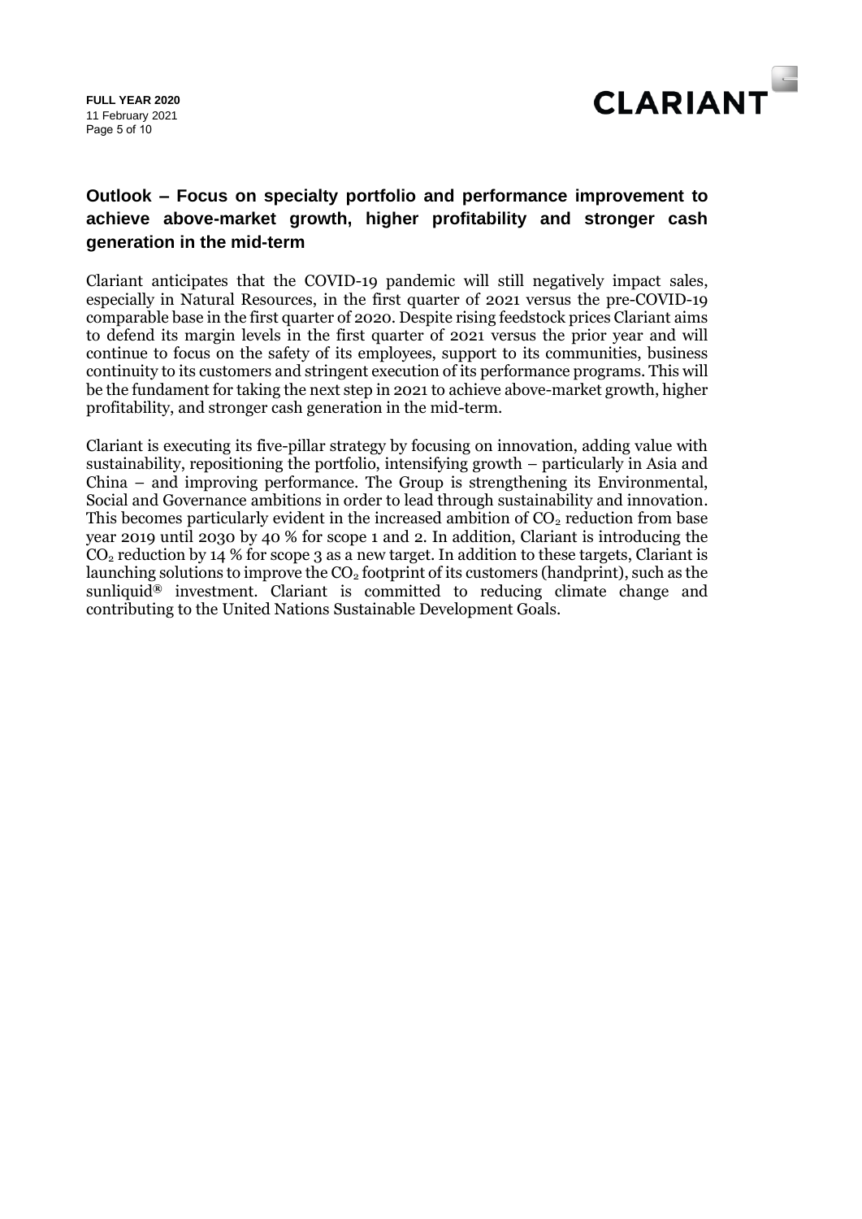## Outlook – Focus on specialty portfolio and performance improvement to achieve above-market growth, higher profitability and stronger cash generation in the mid-term

Clariant anticipates that the COVID-19 pandemic will still negatively impact sales, especially in Natural Resources, in the first quarter of 2021 versus the pre-COVID-19 comparable base in the first quarter of 2020. Despite rising feedstock prices Clariant aims to defend its margin levels in the first quarter of 2021 versus the prior year and will continue to focus on the safety of its employees, support to its communities, business continuity to its customers and stringent execution of its performance programs. This will be the fundament for taking the next step in 2021 to achieve above-market growth, higher profitability, and stronger cash generation in the mid-term.

Clariant is executing its five-pillar strategy by focusing on innovation, adding value with sustainability, repositioning the portfolio, intensifying growth – particularly in Asia and China – and improving performance. The Group is strengthening its Environmental, Social and Governance ambitions in order to lead through sustainability and innovation. This becomes particularly evident in the increased ambition of $CO_2$ reduction from base year 2019 until 2030 by 40 % for scope 1 and 2. In addition, Clariant is introducing the $CO_2$ reduction by 14 % for scope 3 as a new target. In addition to these targets, Clariant is launching solutions to improve the $CO_2$ footprint of its customers (handprint), such as the sunliquid® investment. Clariant is committed to reducing climate change and contributing to the United Nations Sustainable Development Goals.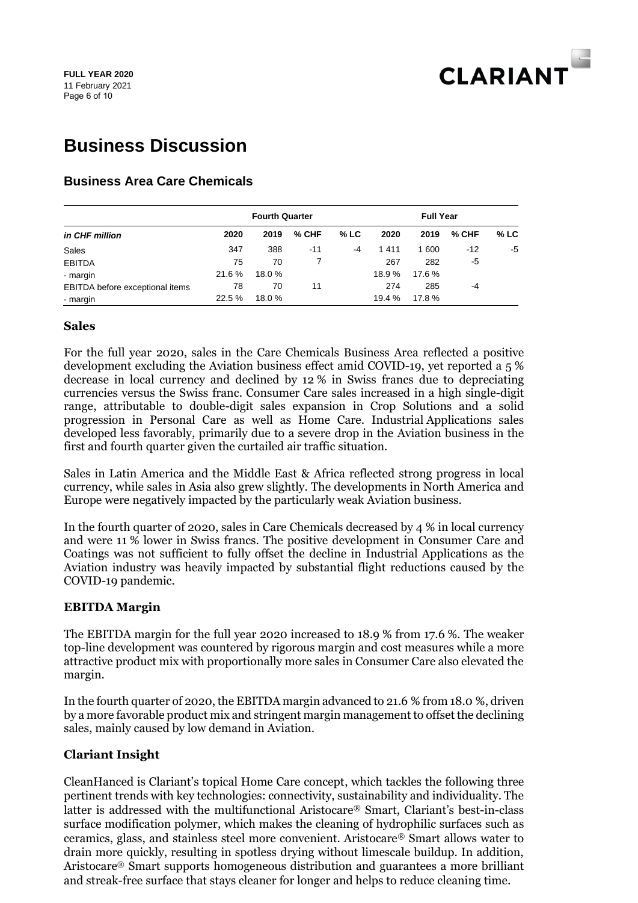# Business Discussion

## Business Area Care Chemicals

| in CHF million | Fourth Quarter | | | | Full Year | | | |
|---|---|---|---|---|---|---|---|---|
| | 2020 | 2019 | % CHF | % LC | 2020 | 2019 | % CHF | % LC |
| Sales | 347 | 388 | -11 | -4 | 1 411 | 1 600 | -12 | -5 |
| EBITDA | 75 | 70 | 7 | | 267 | 282 | -5 | |
| - margin | 21.6 % | 18.0 % | | | 18.9 % | 17.6 % | | |
| EBITDA before exceptional items | 78 | 70 | 11 | | 274 | 285 | -4 | |
| - margin | 22.5 % | 18.0 % | | | 19.4 % | 17.8 % | | |

### Sales

For the full year 2020, sales in the Care Chemicals Business Area reflected a positive development excluding the Aviation business effect amid COVID-19, yet reported a 5 % decrease in local currency and declined by 12 % in Swiss francs due to depreciating currencies versus the Swiss franc. Consumer Care sales increased in a high single-digit range, attributable to double-digit sales expansion in Crop Solutions and a solid progression in Personal Care as well as Home Care. Industrial Applications sales developed less favorably, primarily due to a severe drop in the Aviation business in the first and fourth quarter given the curtailed air traffic situation.

Sales in Latin America and the Middle East & Africa reflected strong progress in local currency, while sales in Asia also grew slightly. The developments in North America and Europe were negatively impacted by the particularly weak Aviation business.

In the fourth quarter of 2020, sales in Care Chemicals decreased by 4 % in local currency and were 11 % lower in Swiss francs. The positive development in Consumer Care and Coatings was not sufficient to fully offset the decline in Industrial Applications as the Aviation industry was heavily impacted by substantial flight reductions caused by the COVID-19 pandemic.

### EBITDA Margin

The EBITDA margin for the full year 2020 increased to 18.9 % from 17.6 %. The weaker top-line development was countered by rigorous margin and cost measures while a more attractive product mix with proportionally more sales in Consumer Care also elevated the margin.

In the fourth quarter of 2020, the EBITDA margin advanced to 21.6 % from 18.0 %, driven by a more favorable product mix and stringent margin management to offset the declining sales, mainly caused by low demand in Aviation.

### Clariant Insight

CleanHanced is Clariant's topical Home Care concept, which tackles the following three pertinent trends with key technologies: connectivity, sustainability and individuality. The latter is addressed with the multifunctional Aristocare® Smart, Clariant's best-in-class surface modification polymer, which makes the cleaning of hydrophilic surfaces such as ceramics, glass, and stainless steel more convenient. Aristocare® Smart allows water to drain more quickly, resulting in spotless drying without limescale buildup. In addition, Aristocare® Smart supports homogeneous distribution and guarantees a more brilliant and streak-free surface that stays cleaner for longer and helps to reduce cleaning time.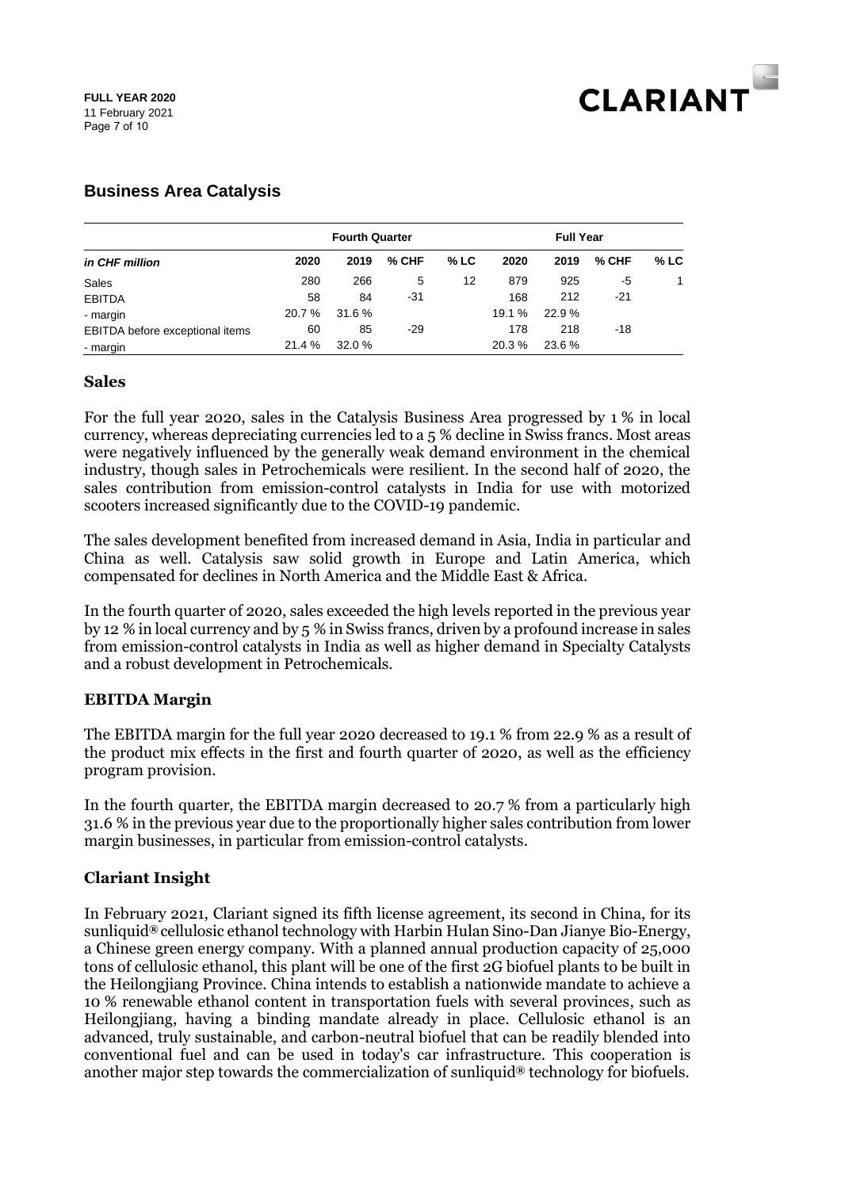## Business Area Catalysis

| *in CHF million* | Fourth Quarter | | | | Full Year | | | |
|---|---|---|---|---|---|---|---|---|
| | 2020 | 2019 | % CHF | % LC | 2020 | 2019 | % CHF | % LC |
| Sales | 280 | 266 | 5 | 12 | 879 | 925 | -5 | 1 |
| EBITDA | 58 | 84 | -31 | | 168 | 212 | -21 | |
| - margin | 20.7 % | 31.6 % | | | 19.1 % | 22.9 % | | |
| EBITDA before exceptional items | 60 | 85 | -29 | | 178 | 218 | -18 | |
| - margin | 21.4 % | 32.0 % | | | 20.3 % | 23.6 % | | |

### Sales

For the full year 2020, sales in the Catalysis Business Area progressed by 1 % in local currency, whereas depreciating currencies led to a 5 % decline in Swiss francs. Most areas were negatively influenced by the generally weak demand environment in the chemical industry, though sales in Petrochemicals were resilient. In the second half of 2020, the sales contribution from emission-control catalysts in India for use with motorized scooters increased significantly due to the COVID-19 pandemic.

The sales development benefited from increased demand in Asia, India in particular and China as well. Catalysis saw solid growth in Europe and Latin America, which compensated for declines in North America and the Middle East & Africa.

In the fourth quarter of 2020, sales exceeded the high levels reported in the previous year by 12 % in local currency and by 5 % in Swiss francs, driven by a profound increase in sales from emission-control catalysts in India as well as higher demand in Specialty Catalysts and a robust development in Petrochemicals.

### EBITDA Margin

The EBITDA margin for the full year 2020 decreased to 19.1 % from 22.9 % as a result of the product mix effects in the first and fourth quarter of 2020, as well as the efficiency program provision.

In the fourth quarter, the EBITDA margin decreased to 20.7 % from a particularly high 31.6 % in the previous year due to the proportionally higher sales contribution from lower margin businesses, in particular from emission-control catalysts.

### Clariant Insight

In February 2021, Clariant signed its fifth license agreement, its second in China, for its sunliquid® cellulosic ethanol technology with Harbin Hulan Sino-Dan Jianye Bio-Energy, a Chinese green energy company. With a planned annual production capacity of 25,000 tons of cellulosic ethanol, this plant will be one of the first 2G biofuel plants to be built in the Heilongjiang Province. China intends to establish a nationwide mandate to achieve a 10 % renewable ethanol content in transportation fuels with several provinces, such as Heilongjiang, having a binding mandate already in place. Cellulosic ethanol is an advanced, truly sustainable, and carbon-neutral biofuel that can be readily blended into conventional fuel and can be used in today's car infrastructure. This cooperation is another major step towards the commercialization of sunliquid® technology for biofuels.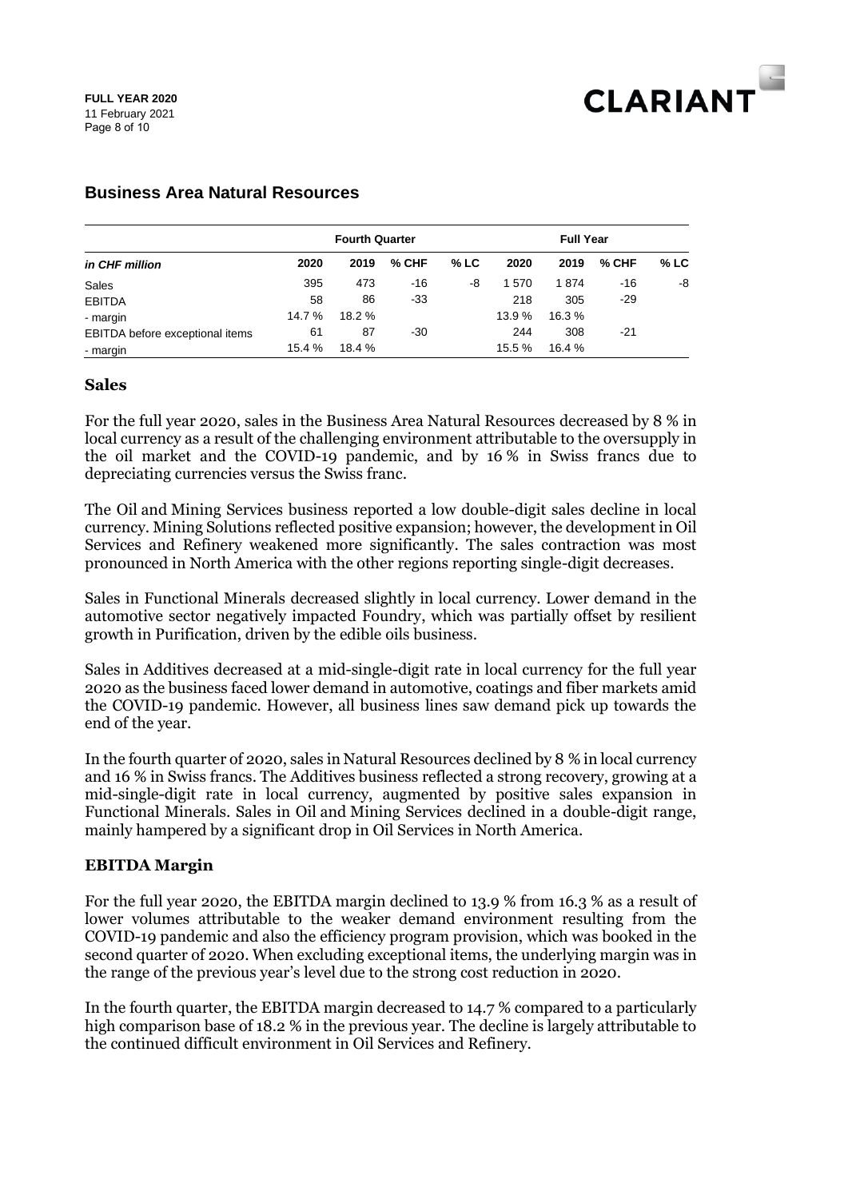## Business Area Natural Resources

| *in CHF million* | Fourth Quarter | | | | Full Year | | | |
|---|---|---|---|---|---|---|---|---|
| | 2020 | 2019 | % CHF | % LC | 2020 | 2019 | % CHF | % LC |
| Sales | 395 | 473 | -16 | -8 | 1 570 | 1 874 | -16 | -8 |
| EBITDA | 58 | 86 | -33 | | 218 | 305 | -29 | |
| - margin | 14.7 % | 18.2 % | | | 13.9 % | 16.3 % | | |
| EBITDA before exceptional items | 61 | 87 | -30 | | 244 | 308 | -21 | |
| - margin | 15.4 % | 18.4 % | | | 15.5 % | 16.4 % | | |

### Sales

For the full year 2020, sales in the Business Area Natural Resources decreased by 8 % in local currency as a result of the challenging environment attributable to the oversupply in the oil market and the COVID-19 pandemic, and by 16 % in Swiss francs due to depreciating currencies versus the Swiss franc.

The Oil and Mining Services business reported a low double-digit sales decline in local currency. Mining Solutions reflected positive expansion; however, the development in Oil Services and Refinery weakened more significantly. The sales contraction was most pronounced in North America with the other regions reporting single-digit decreases.

Sales in Functional Minerals decreased slightly in local currency. Lower demand in the automotive sector negatively impacted Foundry, which was partially offset by resilient growth in Purification, driven by the edible oils business.

Sales in Additives decreased at a mid-single-digit rate in local currency for the full year 2020 as the business faced lower demand in automotive, coatings and fiber markets amid the COVID-19 pandemic. However, all business lines saw demand pick up towards the end of the year.

In the fourth quarter of 2020, sales in Natural Resources declined by 8 % in local currency and 16 % in Swiss francs. The Additives business reflected a strong recovery, growing at a mid-single-digit rate in local currency, augmented by positive sales expansion in Functional Minerals. Sales in Oil and Mining Services declined in a double-digit range, mainly hampered by a significant drop in Oil Services in North America.

### EBITDA Margin

For the full year 2020, the EBITDA margin declined to 13.9 % from 16.3 % as a result of lower volumes attributable to the weaker demand environment resulting from the COVID-19 pandemic and also the efficiency program provision, which was booked in the second quarter of 2020. When excluding exceptional items, the underlying margin was in the range of the previous year's level due to the strong cost reduction in 2020.

In the fourth quarter, the EBITDA margin decreased to 14.7 % compared to a particularly high comparison base of 18.2 % in the previous year. The decline is largely attributable to the continued difficult environment in Oil Services and Refinery.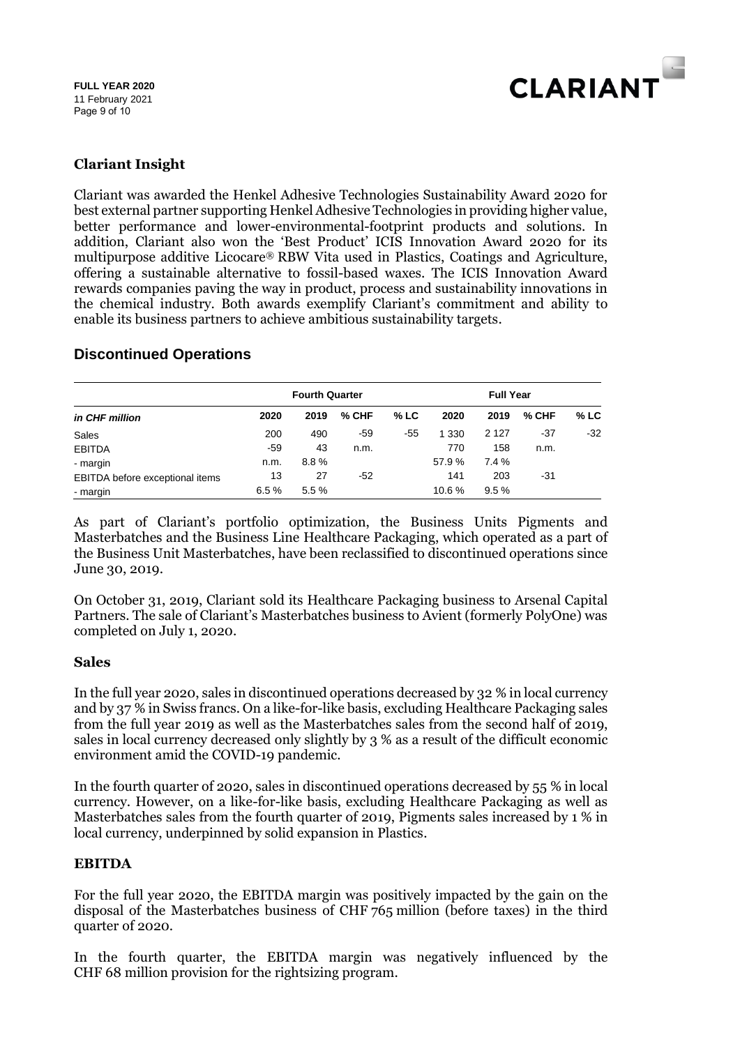## Clariant Insight

Clariant was awarded the Henkel Adhesive Technologies Sustainability Award 2020 for best external partner supporting Henkel Adhesive Technologies in providing higher value, better performance and lower-environmental-footprint products and solutions. In addition, Clariant also won the 'Best Product' ICIS Innovation Award 2020 for its multipurpose additive Licocare® RBW Vita used in Plastics, Coatings and Agriculture, offering a sustainable alternative to fossil-based waxes. The ICIS Innovation Award rewards companies paving the way in product, process and sustainability innovations in the chemical industry. Both awards exemplify Clariant's commitment and ability to enable its business partners to achieve ambitious sustainability targets.

## Discontinued Operations

| | Fourth Quarter | | | | Full Year | | | |
|---|---|---|---|---|---|---|---|---|
| *in CHF million* | **2020** | **2019** | **% CHF** | **% LC** | **2020** | **2019** | **% CHF** | **% LC** |
| Sales | 200 | 490 | -59 | -55 | 1 330 | 2 127 | -37 | -32 |
| EBITDA | -59 | 43 | n.m. | | 770 | 158 | n.m. | |
| - margin | n.m. | 8.8 % | | | 57.9 % | 7.4 % | | |
| EBITDA before exceptional items | 13 | 27 | -52 | | 141 | 203 | -31 | |
| - margin | 6.5 % | 5.5 % | | | 10.6 % | 9.5 % | | |

As part of Clariant's portfolio optimization, the Business Units Pigments and Masterbatches and the Business Line Healthcare Packaging, which operated as a part of the Business Unit Masterbatches, have been reclassified to discontinued operations since June 30, 2019.

On October 31, 2019, Clariant sold its Healthcare Packaging business to Arsenal Capital Partners. The sale of Clariant's Masterbatches business to Avient (formerly PolyOne) was completed on July 1, 2020.

### Sales

In the full year 2020, sales in discontinued operations decreased by 32 % in local currency and by 37 % in Swiss francs. On a like-for-like basis, excluding Healthcare Packaging sales from the full year 2019 as well as the Masterbatches sales from the second half of 2019, sales in local currency decreased only slightly by 3 % as a result of the difficult economic environment amid the COVID-19 pandemic.

In the fourth quarter of 2020, sales in discontinued operations decreased by 55 % in local currency. However, on a like-for-like basis, excluding Healthcare Packaging as well as Masterbatches sales from the fourth quarter of 2019, Pigments sales increased by 1 % in local currency, underpinned by solid expansion in Plastics.

### EBITDA

For the full year 2020, the EBITDA margin was positively impacted by the gain on the disposal of the Masterbatches business of CHF 765 million (before taxes) in the third quarter of 2020.

In the fourth quarter, the EBITDA margin was negatively influenced by the CHF 68 million provision for the rightsizing program.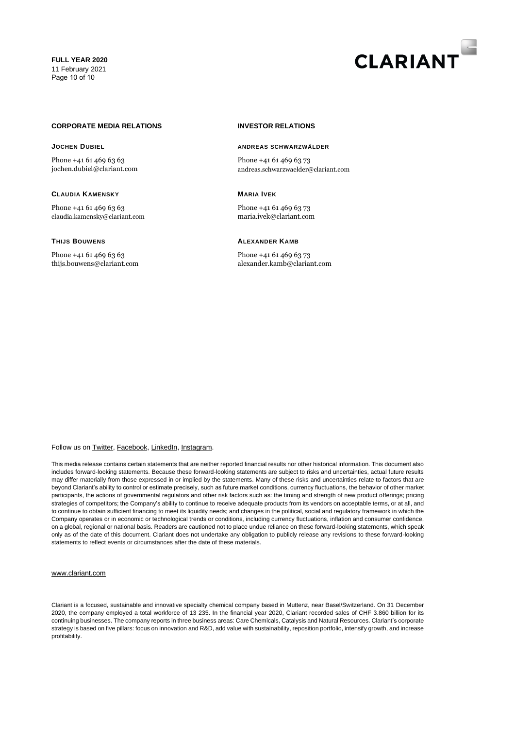**CORPORATE MEDIA RELATIONS**

**JOCHEN DUBIEL**

Phone +41 61 469 63 63
jochen.dubiel@clariant.com

**CLAUDIA KAMENSKY**

Phone +41 61 469 63 63
claudia.kamensky@clariant.com

**THIJS BOUWENS**

Phone +41 61 469 63 63
thijs.bouwens@clariant.com

**INVESTOR RELATIONS**

**ANDREAS SCHWARZWÄLDER**

Phone +41 61 469 63 73
andreas.schwarzwaelder@clariant.com

**MARIA IVEK**

Phone +41 61 469 63 73
maria.ivek@clariant.com

**ALEXANDER KAMB**

Phone +41 61 469 63 73
alexander.kamb@clariant.com

Follow us on Twitter, Facebook, LinkedIn, Instagram.

This media release contains certain statements that are neither reported financial results nor other historical information. This document also includes forward-looking statements. Because these forward-looking statements are subject to risks and uncertainties, actual future results may differ materially from those expressed in or implied by the statements. Many of these risks and uncertainties relate to factors that are beyond Clariant's ability to control or estimate precisely, such as future market conditions, currency fluctuations, the behavior of other market participants, the actions of governmental regulators and other risk factors such as: the timing and strength of new product offerings; pricing strategies of competitors; the Company's ability to continue to receive adequate products from its vendors on acceptable terms, or at all, and to continue to obtain sufficient financing to meet its liquidity needs; and changes in the political, social and regulatory framework in which the Company operates or in economic or technological trends or conditions, including currency fluctuations, inflation and consumer confidence, on a global, regional or national basis. Readers are cautioned not to place undue reliance on these forward-looking statements, which speak only as of the date of this document. Clariant does not undertake any obligation to publicly release any revisions to these forward-looking statements to reflect events or circumstances after the date of these materials.

www.clariant.com

Clariant is a focused, sustainable and innovative specialty chemical company based in Muttenz, near Basel/Switzerland. On 31 December 2020, the company employed a total workforce of 13 235. In the financial year 2020, Clariant recorded sales of CHF 3.860 billion for its continuing businesses. The company reports in three business areas: Care Chemicals, Catalysis and Natural Resources. Clariant's corporate strategy is based on five pillars: focus on innovation and R&D, add value with sustainability, reposition portfolio, intensify growth, and increase profitability.